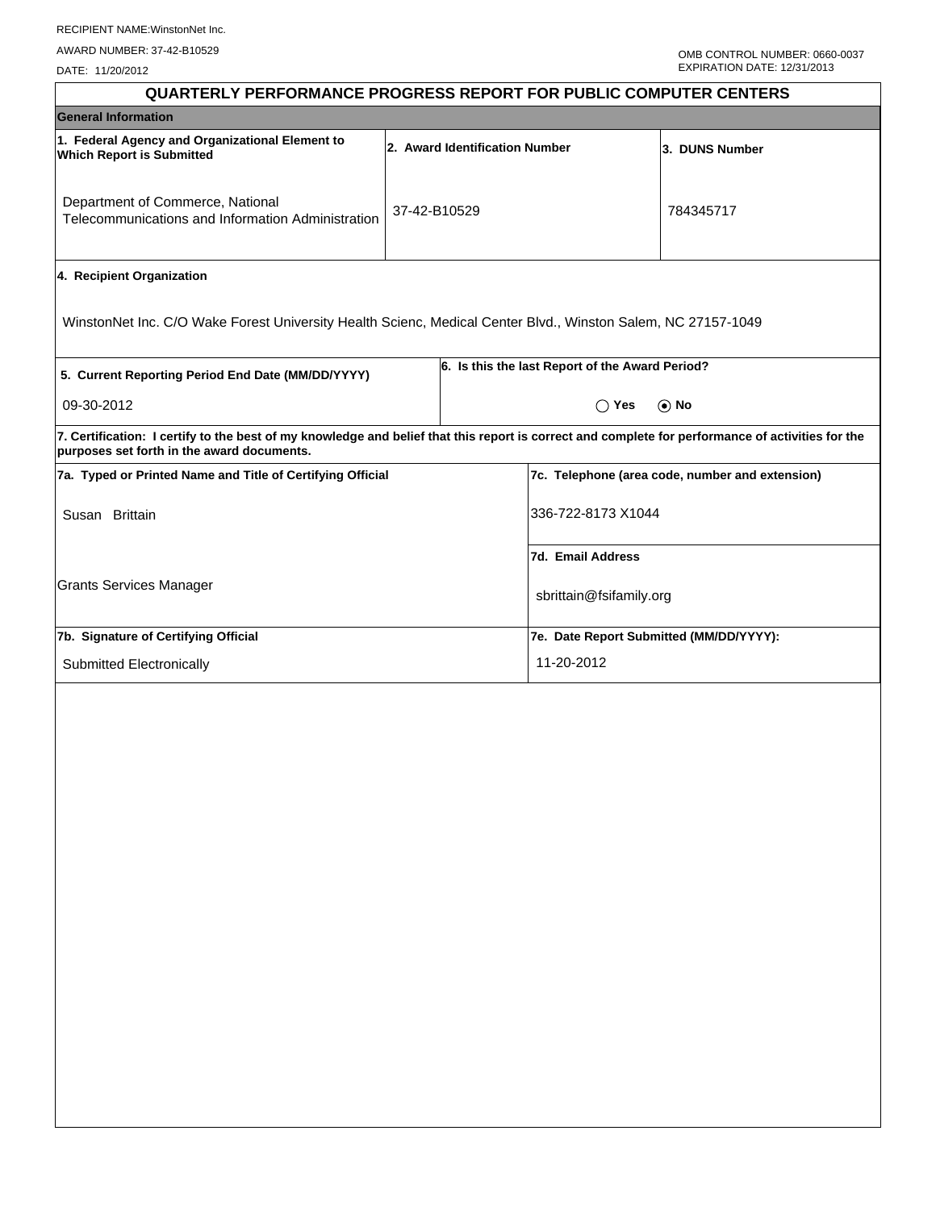RECIPIENT NAME:WinstonNet Inc.

AWARD NUMBER: 37-42-B10529

DATE: 11/20/2012

OMB CONTROL NUMBER: 0660-0037
EXPIRATION DATE: 12/31/2013

# QUARTERLY PERFORMANCE PROGRESS REPORT FOR PUBLIC COMPUTER CENTERS

## General Information

| 1. Federal Agency and Organizational Element to Which Report is Submitted | 2. Award Identification Number | 3. DUNS Number |
|---|---|---|
| Department of Commerce, National Telecommunications and Information Administration | 37-42-B10529 | 784345717 |

**4. Recipient Organization**

WinstonNet Inc. C/O Wake Forest University Health Scienc, Medical Center Blvd., Winston Salem, NC 27157-1049

| 5. Current Reporting Period End Date (MM/DD/YYYY) | 6. Is this the last Report of the Award Period? |
|---|---|
| 09-30-2012 | ◯ Yes ⦿ No |

**7. Certification: I certify to the best of my knowledge and belief that this report is correct and complete for performance of activities for the purposes set forth in the award documents.**

| 7a. Typed or Printed Name and Title of Certifying Official | 7c. Telephone (area code, number and extension) |
|---|---|
| Susan Brittain | 336-722-8173 X1044 |
| | **7d. Email Address** |
| Grants Services Manager | sbrittain@fsifamily.org |
| **7b. Signature of Certifying Official** | **7e. Date Report Submitted (MM/DD/YYYY):** |
| Submitted Electronically | 11-20-2012 |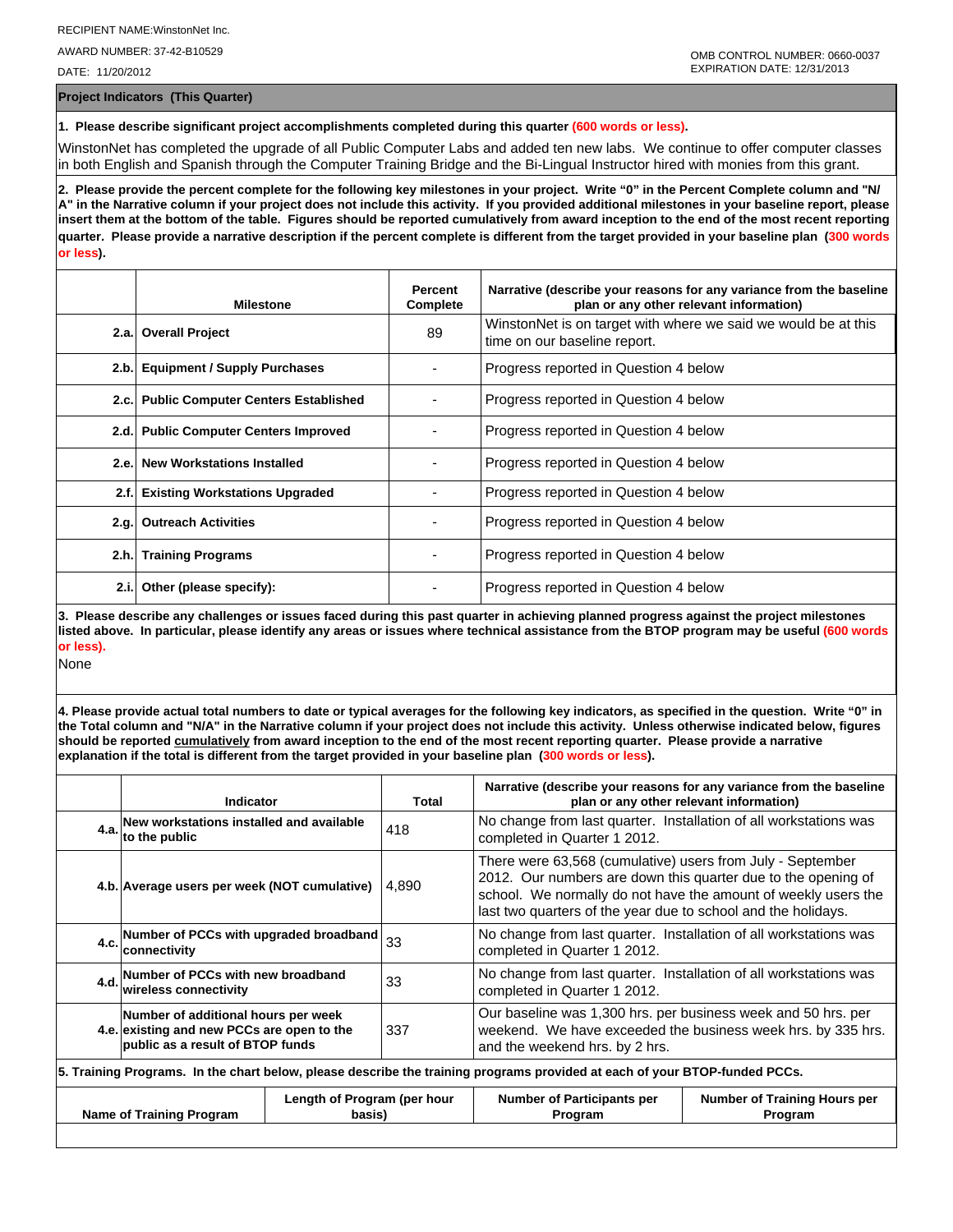RECIPIENT NAME:WinstonNet Inc.

AWARD NUMBER: 37-42-B10529

DATE: 11/20/2012

OMB CONTROL NUMBER: 0660-0037
EXPIRATION DATE: 12/31/2013

**Project Indicators (This Quarter)**

**1. Please describe significant project accomplishments completed during this quarter (600 words or less).**

WinstonNet has completed the upgrade of all Public Computer Labs and added ten new labs. We continue to offer computer classes in both English and Spanish through the Computer Training Bridge and the Bi-Lingual Instructor hired with monies from this grant.

**2. Please provide the percent complete for the following key milestones in your project. Write "0" in the Percent Complete column and "N/A" in the Narrative column if your project does not include this activity. If you provided additional milestones in your baseline report, please insert them at the bottom of the table. Figures should be reported cumulatively from award inception to the end of the most recent reporting quarter. Please provide a narrative description if the percent complete is different from the target provided in your baseline plan (300 words or less).**

| | Milestone | Percent Complete | Narrative (describe your reasons for any variance from the baseline plan or any other relevant information) |
|---|---|---|---|
| 2.a. | Overall Project | 89 | WinstonNet is on target with where we said we would be at this time on our baseline report. |
| 2.b. | Equipment / Supply Purchases | - | Progress reported in Question 4 below |
| 2.c. | Public Computer Centers Established | - | Progress reported in Question 4 below |
| 2.d. | Public Computer Centers Improved | - | Progress reported in Question 4 below |
| 2.e. | New Workstations Installed | - | Progress reported in Question 4 below |
| 2.f. | Existing Workstations Upgraded | - | Progress reported in Question 4 below |
| 2.g. | Outreach Activities | - | Progress reported in Question 4 below |
| 2.h. | Training Programs | - | Progress reported in Question 4 below |
| 2.i. | Other (please specify): | - | Progress reported in Question 4 below |

**3. Please describe any challenges or issues faced during this past quarter in achieving planned progress against the project milestones listed above. In particular, please identify any areas or issues where technical assistance from the BTOP program may be useful (600 words or less).**

None

**4. Please provide actual total numbers to date or typical averages for the following key indicators, as specified in the question. Write "0" in the Total column and "N/A" in the Narrative column if your project does not include this activity. Unless otherwise indicated below, figures should be reported cumulatively from award inception to the end of the most recent reporting quarter. Please provide a narrative explanation if the total is different from the target provided in your baseline plan (300 words or less).**

| | Indicator | Total | Narrative (describe your reasons for any variance from the baseline plan or any other relevant information) |
|---|---|---|---|
| 4.a. | New workstations installed and available to the public | 418 | No change from last quarter. Installation of all workstations was completed in Quarter 1 2012. |
| 4.b. | Average users per week (NOT cumulative) | 4,890 | There were 63,568 (cumulative) users from July - September 2012. Our numbers are down this quarter due to the opening of school. We normally do not have the amount of weekly users the last two quarters of the year due to school and the holidays. |
| 4.c. | Number of PCCs with upgraded broadband connectivity | 33 | No change from last quarter. Installation of all workstations was completed in Quarter 1 2012. |
| 4.d. | Number of PCCs with new broadband wireless connectivity | 33 | No change from last quarter. Installation of all workstations was completed in Quarter 1 2012. |
| 4.e. | Number of additional hours per week existing and new PCCs are open to the public as a result of BTOP funds | 337 | Our baseline was 1,300 hrs. per business week and 50 hrs. per weekend. We have exceeded the business week hrs. by 335 hrs. and the weekend hrs. by 2 hrs. |

**5. Training Programs. In the chart below, please describe the training programs provided at each of your BTOP-funded PCCs.**

| Name of Training Program | Length of Program (per hour basis) | Number of Participants per Program | Number of Training Hours per Program |
|---|---|---|---|
| | | | |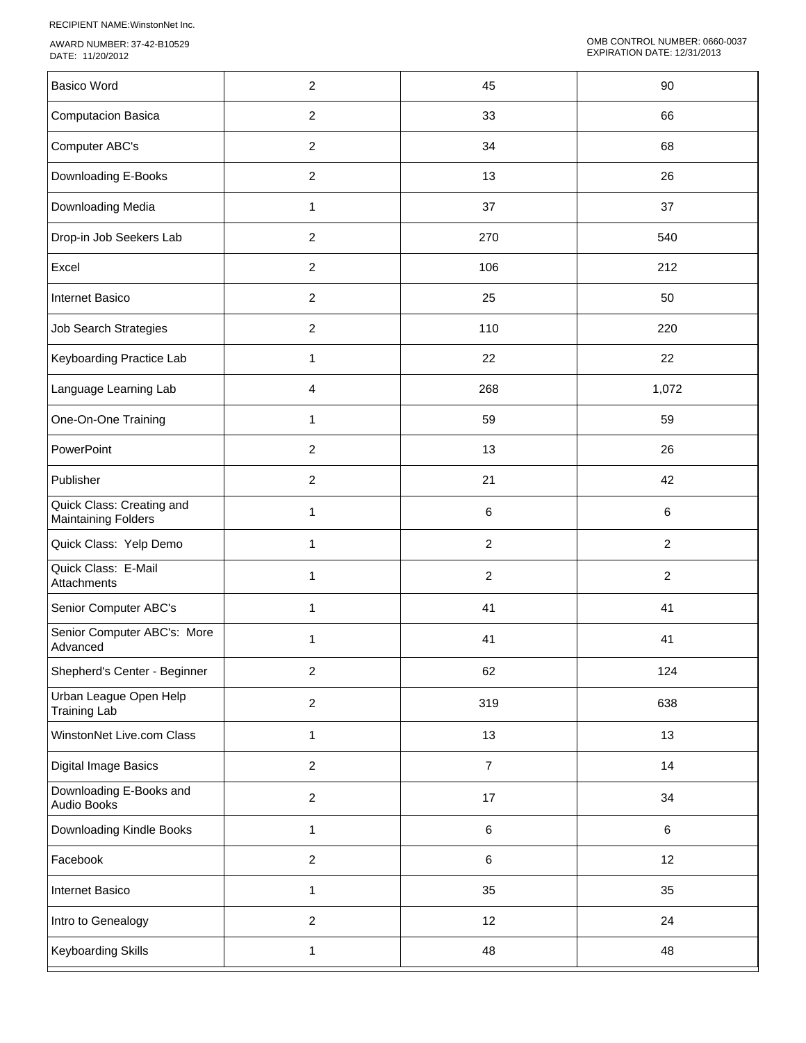| | | | |
|---|---|---|---|
| Basico Word | 2 | 45 | 90 |
| Computacion Basica | 2 | 33 | 66 |
| Computer ABC's | 2 | 34 | 68 |
| Downloading E-Books | 2 | 13 | 26 |
| Downloading Media | 1 | 37 | 37 |
| Drop-in Job Seekers Lab | 2 | 270 | 540 |
| Excel | 2 | 106 | 212 |
| Internet Basico | 2 | 25 | 50 |
| Job Search Strategies | 2 | 110 | 220 |
| Keyboarding Practice Lab | 1 | 22 | 22 |
| Language Learning Lab | 4 | 268 | 1,072 |
| One-On-One Training | 1 | 59 | 59 |
| PowerPoint | 2 | 13 | 26 |
| Publisher | 2 | 21 | 42 |
| Quick Class: Creating and Maintaining Folders | 1 | 6 | 6 |
| Quick Class: Yelp Demo | 1 | 2 | 2 |
| Quick Class: E-Mail Attachments | 1 | 2 | 2 |
| Senior Computer ABC's | 1 | 41 | 41 |
| Senior Computer ABC's: More Advanced | 1 | 41 | 41 |
| Shepherd's Center - Beginner | 2 | 62 | 124 |
| Urban League Open Help Training Lab | 2 | 319 | 638 |
| WinstonNet Live.com Class | 1 | 13 | 13 |
| Digital Image Basics | 2 | 7 | 14 |
| Downloading E-Books and Audio Books | 2 | 17 | 34 |
| Downloading Kindle Books | 1 | 6 | 6 |
| Facebook | 2 | 6 | 12 |
| Internet Basico | 1 | 35 | 35 |
| Intro to Genealogy | 2 | 12 | 24 |
| Keyboarding Skills | 1 | 48 | 48 |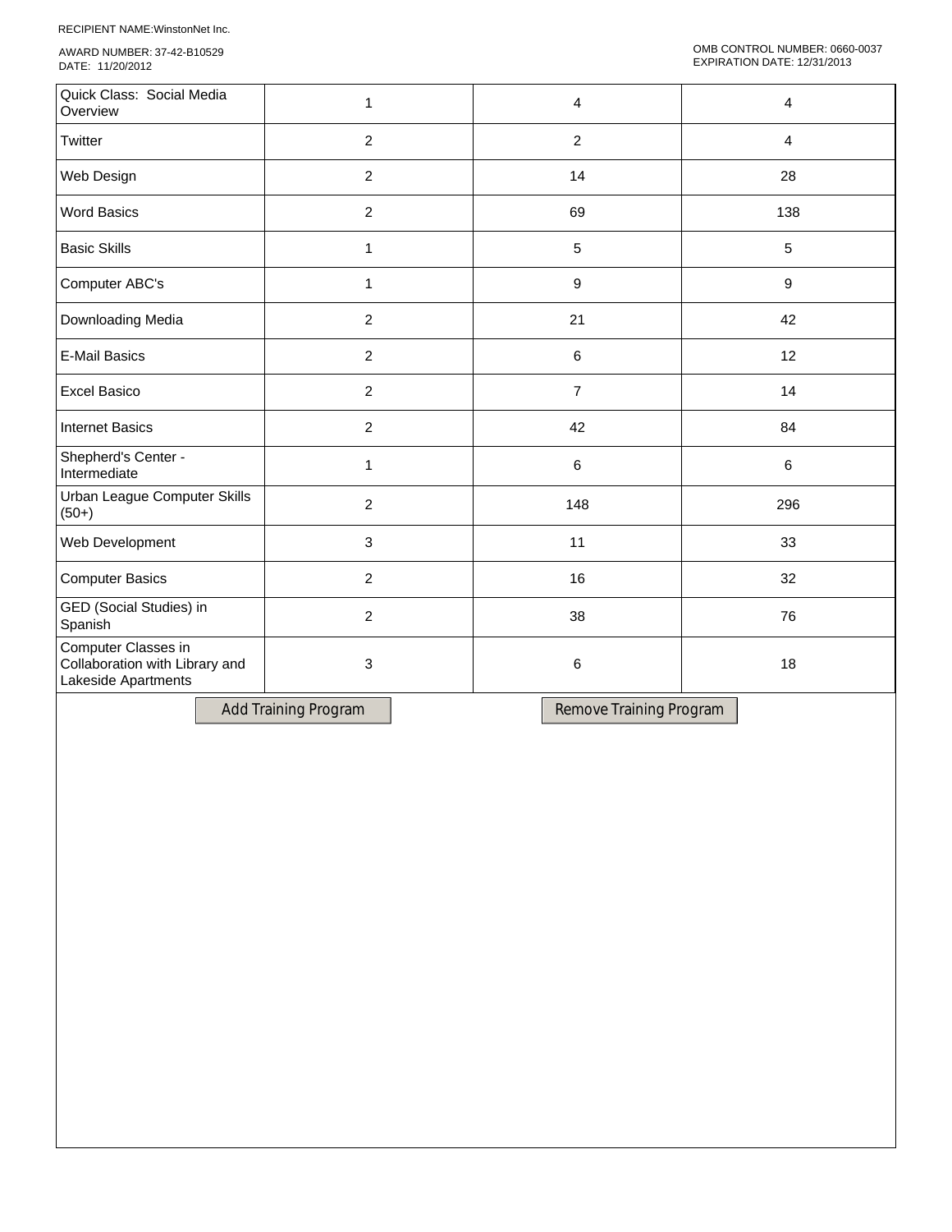RECIPIENT NAME:WinstonNet Inc.

AWARD NUMBER: 37-42-B10529
DATE: 11/20/2012

OMB CONTROL NUMBER: 0660-0037
EXPIRATION DATE: 12/31/2013

| | | | |
|---|---|---|---|
| Quick Class: Social Media Overview | 1 | 4 | 4 |
| Twitter | 2 | 2 | 4 |
| Web Design | 2 | 14 | 28 |
| Word Basics | 2 | 69 | 138 |
| Basic Skills | 1 | 5 | 5 |
| Computer ABC's | 1 | 9 | 9 |
| Downloading Media | 2 | 21 | 42 |
| E-Mail Basics | 2 | 6 | 12 |
| Excel Basico | 2 | 7 | 14 |
| Internet Basics | 2 | 42 | 84 |
| Shepherd's Center - Intermediate | 1 | 6 | 6 |
| Urban League Computer Skills (50+) | 2 | 148 | 296 |
| Web Development | 3 | 11 | 33 |
| Computer Basics | 2 | 16 | 32 |
| GED (Social Studies) in Spanish | 2 | 38 | 76 |
| Computer Classes in Collaboration with Library and Lakeside Apartments | 3 | 6 | 18 |

Add Training Program | Remove Training Program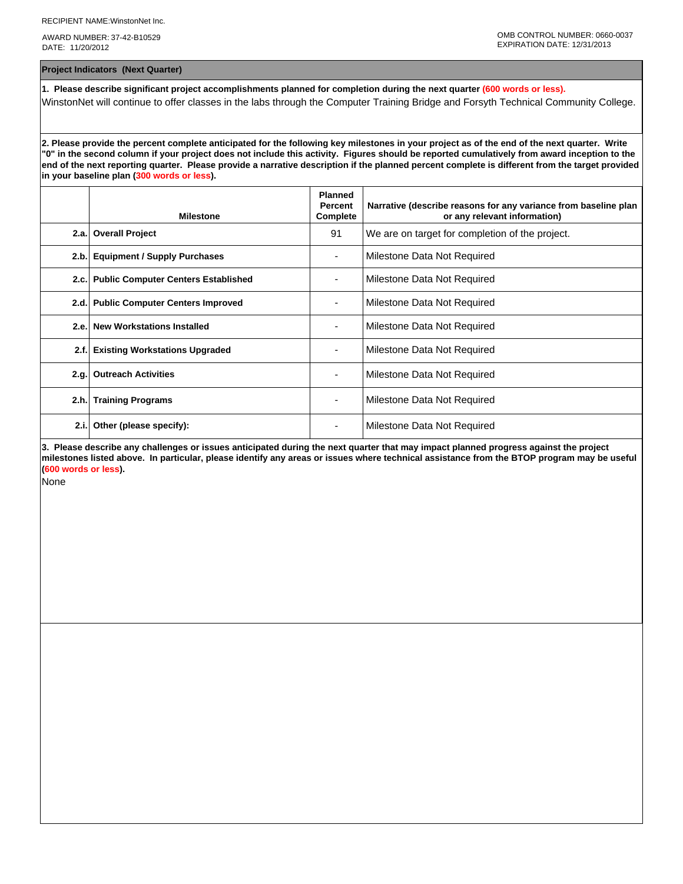RECIPIENT NAME:WinstonNet Inc.

AWARD NUMBER: 37-42-B10529
DATE: 11/20/2012

OMB CONTROL NUMBER: 0660-0037
EXPIRATION DATE: 12/31/2013

## Project Indicators (Next Quarter)

**1. Please describe significant project accomplishments planned for completion during the next quarter (600 words or less).**

WinstonNet will continue to offer classes in the labs through the Computer Training Bridge and Forsyth Technical Community College.

**2. Please provide the percent complete anticipated for the following key milestones in your project as of the end of the next quarter. Write "0" in the second column if your project does not include this activity. Figures should be reported cumulatively from award inception to the end of the next reporting quarter. Please provide a narrative description if the planned percent complete is different from the target provided in your baseline plan (300 words or less).**

| | Milestone | Planned Percent Complete | Narrative (describe reasons for any variance from baseline plan or any relevant information) |
|---|---|---|---|
| 2.a. | **Overall Project** | 91 | We are on target for completion of the project. |
| 2.b. | **Equipment / Supply Purchases** | - | Milestone Data Not Required |
| 2.c. | **Public Computer Centers Established** | - | Milestone Data Not Required |
| 2.d. | **Public Computer Centers Improved** | - | Milestone Data Not Required |
| 2.e. | **New Workstations Installed** | - | Milestone Data Not Required |
| 2.f. | **Existing Workstations Upgraded** | - | Milestone Data Not Required |
| 2.g. | **Outreach Activities** | - | Milestone Data Not Required |
| 2.h. | **Training Programs** | - | Milestone Data Not Required |
| 2.i. | **Other (please specify):** | - | Milestone Data Not Required |

**3. Please describe any challenges or issues anticipated during the next quarter that may impact planned progress against the project milestones listed above. In particular, please identify any areas or issues where technical assistance from the BTOP program may be useful (600 words or less).**

None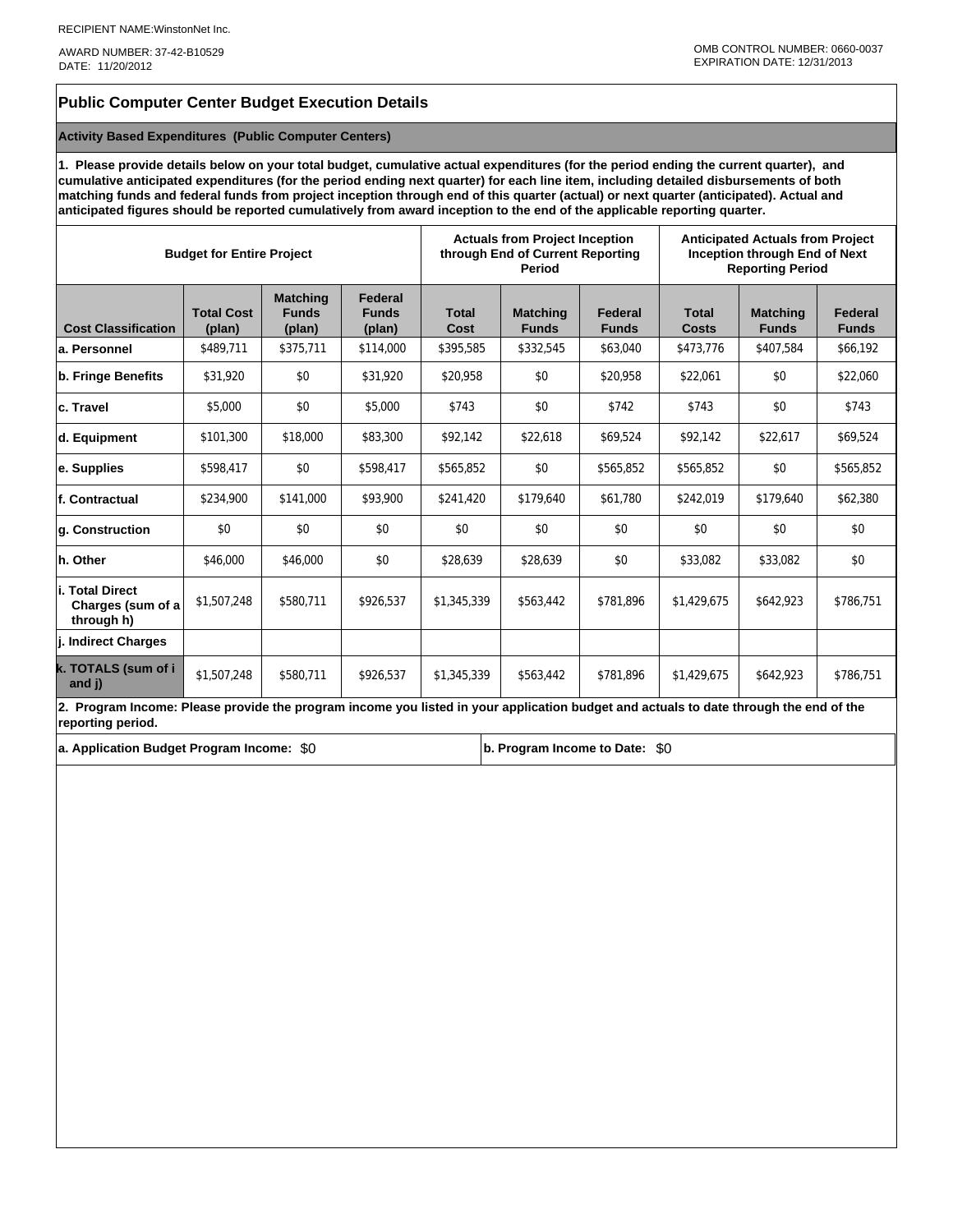RECIPIENT NAME:WinstonNet Inc.

AWARD NUMBER: 37-42-B10529
DATE: 11/20/2012

OMB CONTROL NUMBER: 0660-0037
EXPIRATION DATE: 12/31/2013

## Public Computer Center Budget Execution Details

**Activity Based Expenditures (Public Computer Centers)**

**1. Please provide details below on your total budget, cumulative actual expenditures (for the period ending the current quarter), and cumulative anticipated expenditures (for the period ending next quarter) for each line item, including detailed disbursements of both matching funds and federal funds from project inception through end of this quarter (actual) or next quarter (anticipated). Actual and anticipated figures should be reported cumulatively from award inception to the end of the applicable reporting quarter.**

| Budget for Entire Project | | | | Actuals from Project Inception through End of Current Reporting Period | | | Anticipated Actuals from Project Inception through End of Next Reporting Period | | |
|---|---|---|---|---|---|---|---|---|---|
| **Cost Classification** | **Total Cost (plan)** | **Matching Funds (plan)** | **Federal Funds (plan)** | **Total Cost** | **Matching Funds** | **Federal Funds** | **Total Costs** | **Matching Funds** | **Federal Funds** |
| a. Personnel | $489,711 | $375,711 | $114,000 | $395,585 | $332,545 | $63,040 | $473,776 | $407,584 | $66,192 |
| b. Fringe Benefits | $31,920 | $0 | $31,920 | $20,958 | $0 | $20,958 | $22,061 | $0 | $22,060 |
| c. Travel | $5,000 | $0 | $5,000 | $743 | $0 | $742 | $743 | $0 | $743 |
| d. Equipment | $101,300 | $18,000 | $83,300 | $92,142 | $22,618 | $69,524 | $92,142 | $22,617 | $69,524 |
| e. Supplies | $598,417 | $0 | $598,417 | $565,852 | $0 | $565,852 | $565,852 | $0 | $565,852 |
| f. Contractual | $234,900 | $141,000 | $93,900 | $241,420 | $179,640 | $61,780 | $242,019 | $179,640 | $62,380 |
| g. Construction | $0 | $0 | $0 | $0 | $0 | $0 | $0 | $0 | $0 |
| h. Other | $46,000 | $46,000 | $0 | $28,639 | $28,639 | $0 | $33,082 | $33,082 | $0 |
| i. Total Direct Charges (sum of a through h) | $1,507,248 | $580,711 | $926,537 | $1,345,339 | $563,442 | $781,896 | $1,429,675 | $642,923 | $786,751 |
| j. Indirect Charges | | | | | | | | | |
| k. TOTALS (sum of i and j) | $1,507,248 | $580,711 | $926,537 | $1,345,339 | $563,442 | $781,896 | $1,429,675 | $642,923 | $786,751 |

**2. Program Income: Please provide the program income you listed in your application budget and actuals to date through the end of the reporting period.**

**a. Application Budget Program Income:** $0

**b. Program Income to Date:** $0